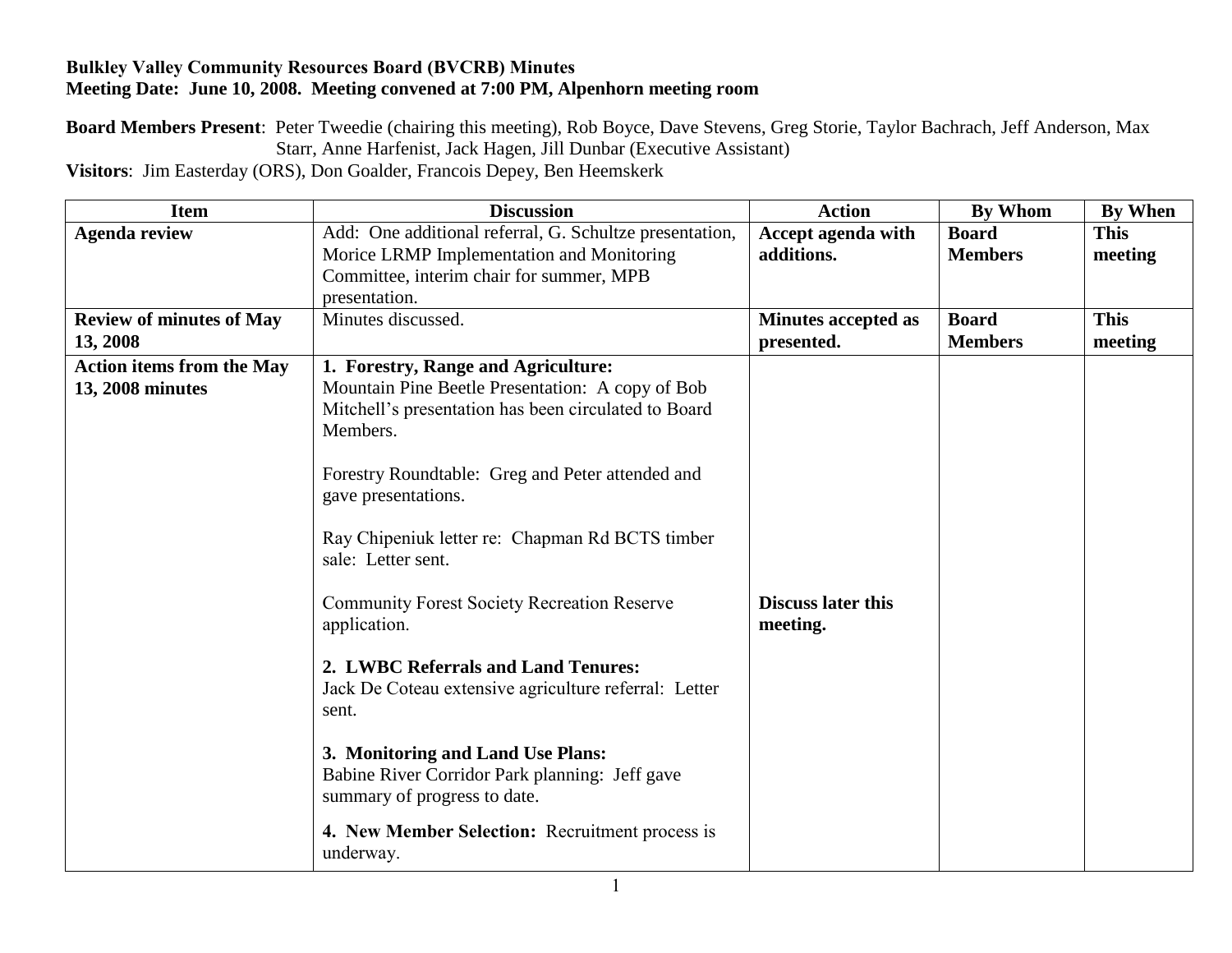**Bulkley Valley Community Resources Board (BVCRB) Minutes**
**Meeting Date: June 10, 2008. Meeting convened at 7:00 PM, Alpenhorn meeting room**

**Board Members Present**: Peter Tweedie (chairing this meeting), Rob Boyce, Dave Stevens, Greg Storie, Taylor Bachrach, Jeff Anderson, Max Starr, Anne Harfenist, Jack Hagen, Jill Dunbar (Executive Assistant)

**Visitors**: Jim Easterday (ORS), Don Goalder, Francois Depey, Ben Heemskerk

| Item | Discussion | Action | By Whom | By When |
|---|---|---|---|---|
| **Agenda review** | Add: One additional referral, G. Schultze presentation, Morice LRMP Implementation and Monitoring Committee, interim chair for summer, MPB presentation. | **Accept agenda with additions.** | **Board Members** | **This meeting** |
| **Review of minutes of May 13, 2008** | Minutes discussed. | **Minutes accepted as presented.** | **Board Members** | **This meeting** |
| **Action items from the May 13, 2008 minutes** | **1. Forestry, Range and Agriculture:** Mountain Pine Beetle Presentation: A copy of Bob Mitchell's presentation has been circulated to Board Members. | | | |
| | Forestry Roundtable: Greg and Peter attended and gave presentations. | | | |
| | Ray Chipeniuk letter re: Chapman Rd BCTS timber sale: Letter sent. | | | |
| | Community Forest Society Recreation Reserve application. | **Discuss later this meeting.** | | |
| | **2. LWBC Referrals and Land Tenures:** Jack De Coteau extensive agriculture referral: Letter sent. | | | |
| | **3. Monitoring and Land Use Plans:** Babine River Corridor Park planning: Jeff gave summary of progress to date. | | | |
| | **4. New Member Selection:** Recruitment process is underway. | | | |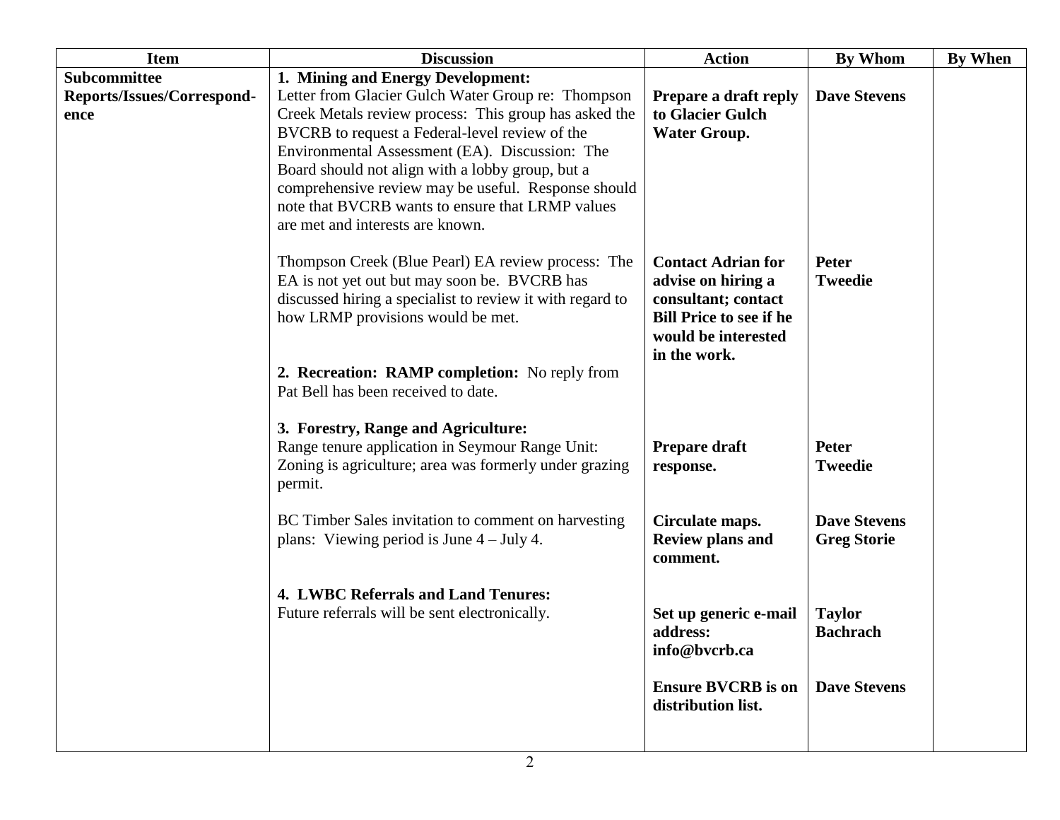| Item | Discussion | Action | By Whom | By When |
|---|---|---|---|---|
| **Subcommittee Reports/Issues/Correspond-ence** | **1. Mining and Energy Development:** Letter from Glacier Gulch Water Group re: Thompson Creek Metals review process: This group has asked the BVCRB to request a Federal-level review of the Environmental Assessment (EA). Discussion: The Board should not align with a lobby group, but a comprehensive review may be useful. Response should note that BVCRB wants to ensure that LRMP values are met and interests are known. | **Prepare a draft reply to Glacier Gulch Water Group.** | **Dave Stevens** | |
| | Thompson Creek (Blue Pearl) EA review process: The EA is not yet out but may soon be. BVCRB has discussed hiring a specialist to review it with regard to how LRMP provisions would be met. | **Contact Adrian for advise on hiring a consultant; contact Bill Price to see if he would be interested in the work.** | **Peter Tweedie** | |
| | **2. Recreation: RAMP completion:** No reply from Pat Bell has been received to date. | | | |
| | **3. Forestry, Range and Agriculture:** Range tenure application in Seymour Range Unit: Zoning is agriculture; area was formerly under grazing permit. | **Prepare draft response.** | **Peter Tweedie** | |
| | BC Timber Sales invitation to comment on harvesting plans: Viewing period is June 4 – July 4. | **Circulate maps. Review plans and comment.** | **Dave Stevens Greg Storie** | |
| | **4. LWBC Referrals and Land Tenures:** Future referrals will be sent electronically. | **Set up generic e-mail address: info@bvcrb.ca** | **Taylor Bachrach** | |
| | | **Ensure BVCRB is on distribution list.** | **Dave Stevens** | |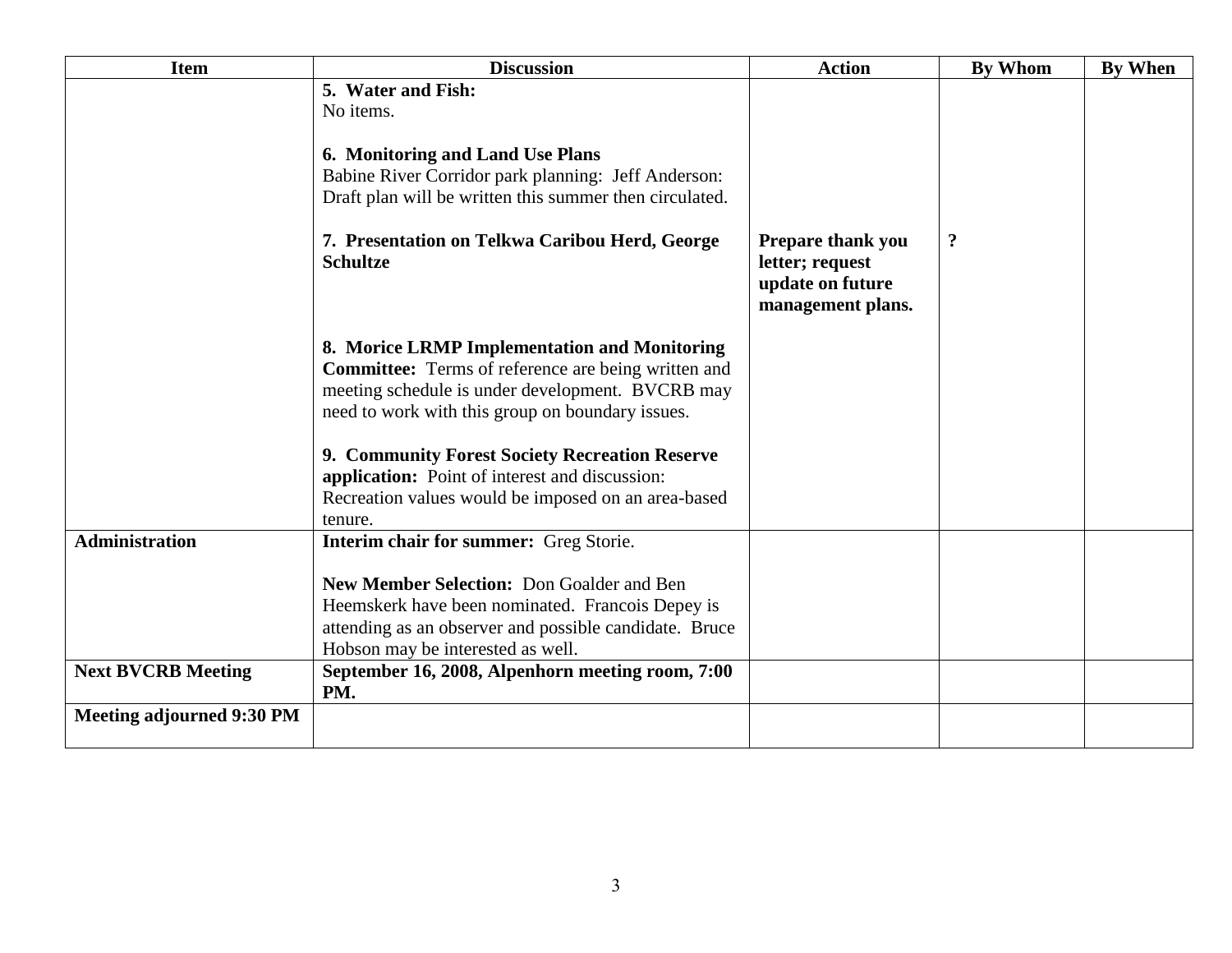| Item | Discussion | Action | By Whom | By When |
|---|---|---|---|---|
| | **5. Water and Fish:** No items. **6. Monitoring and Land Use Plans** Babine River Corridor park planning: Jeff Anderson: Draft plan will be written this summer then circulated. **7. Presentation on Telkwa Caribou Herd, George Schultze** **8. Morice LRMP Implementation and Monitoring Committee:** Terms of reference are being written and meeting schedule is under development. BVCRB may need to work with this group on boundary issues. **9. Community Forest Society Recreation Reserve application:** Point of interest and discussion: Recreation values would be imposed on an area-based tenure. | **Prepare thank you letter; request update on future management plans.** | **?** | |
| **Administration** | **Interim chair for summer:** Greg Storie. **New Member Selection:** Don Goalder and Ben Heemskerk have been nominated. Francois Depey is attending as an observer and possible candidate. Bruce Hobson may be interested as well. | | | |
| **Next BVCRB Meeting** | **September 16, 2008, Alpenhorn meeting room, 7:00 PM.** | | | |
| **Meeting adjourned 9:30 PM** | | | | |